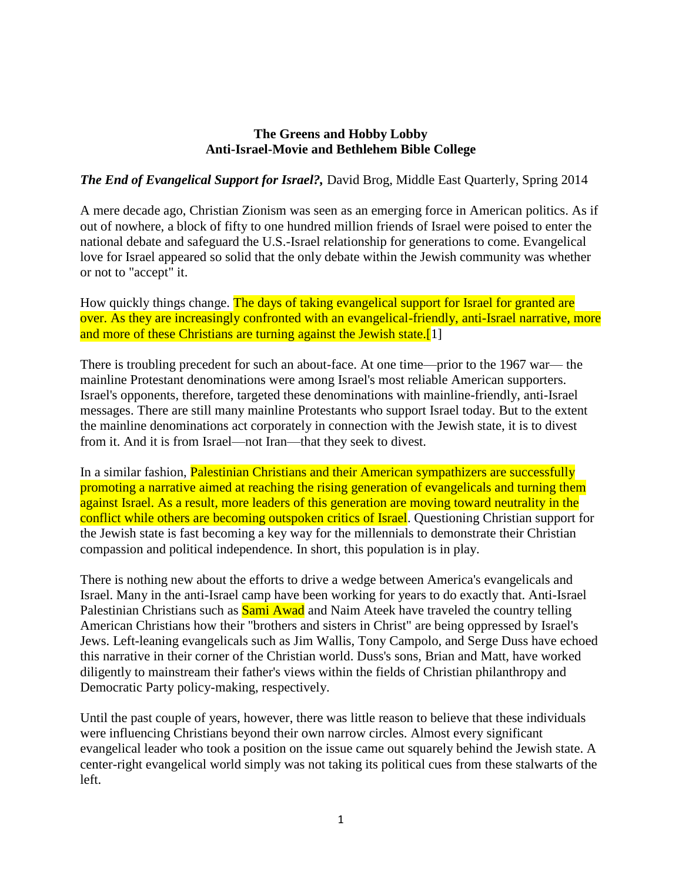**The Greens and Hobby Lobby**
**Anti-Israel-Movie and Bethlehem Bible College**

***The End of Evangelical Support for Israel?,*** David Brog, Middle East Quarterly, Spring 2014

A mere decade ago, Christian Zionism was seen as an emerging force in American politics. As if out of nowhere, a block of fifty to one hundred million friends of Israel were poised to enter the national debate and safeguard the U.S.-Israel relationship for generations to come. Evangelical love for Israel appeared so solid that the only debate within the Jewish community was whether or not to "accept" it.

How quickly things change. The days of taking evangelical support for Israel for granted are over. As they are increasingly confronted with an evangelical-friendly, anti-Israel narrative, more and more of these Christians are turning against the Jewish state.[1]

There is troubling precedent for such an about-face. At one time—prior to the 1967 war— the mainline Protestant denominations were among Israel's most reliable American supporters. Israel's opponents, therefore, targeted these denominations with mainline-friendly, anti-Israel messages. There are still many mainline Protestants who support Israel today. But to the extent the mainline denominations act corporately in connection with the Jewish state, it is to divest from it. And it is from Israel—not Iran—that they seek to divest.

In a similar fashion, Palestinian Christians and their American sympathizers are successfully promoting a narrative aimed at reaching the rising generation of evangelicals and turning them against Israel. As a result, more leaders of this generation are moving toward neutrality in the conflict while others are becoming outspoken critics of Israel. Questioning Christian support for the Jewish state is fast becoming a key way for the millennials to demonstrate their Christian compassion and political independence. In short, this population is in play.

There is nothing new about the efforts to drive a wedge between America's evangelicals and Israel. Many in the anti-Israel camp have been working for years to do exactly that. Anti-Israel Palestinian Christians such as Sami Awad and Naim Ateek have traveled the country telling American Christians how their "brothers and sisters in Christ" are being oppressed by Israel's Jews. Left-leaning evangelicals such as Jim Wallis, Tony Campolo, and Serge Duss have echoed this narrative in their corner of the Christian world. Duss's sons, Brian and Matt, have worked diligently to mainstream their father's views within the fields of Christian philanthropy and Democratic Party policy-making, respectively.

Until the past couple of years, however, there was little reason to believe that these individuals were influencing Christians beyond their own narrow circles. Almost every significant evangelical leader who took a position on the issue came out squarely behind the Jewish state. A center-right evangelical world simply was not taking its political cues from these stalwarts of the left.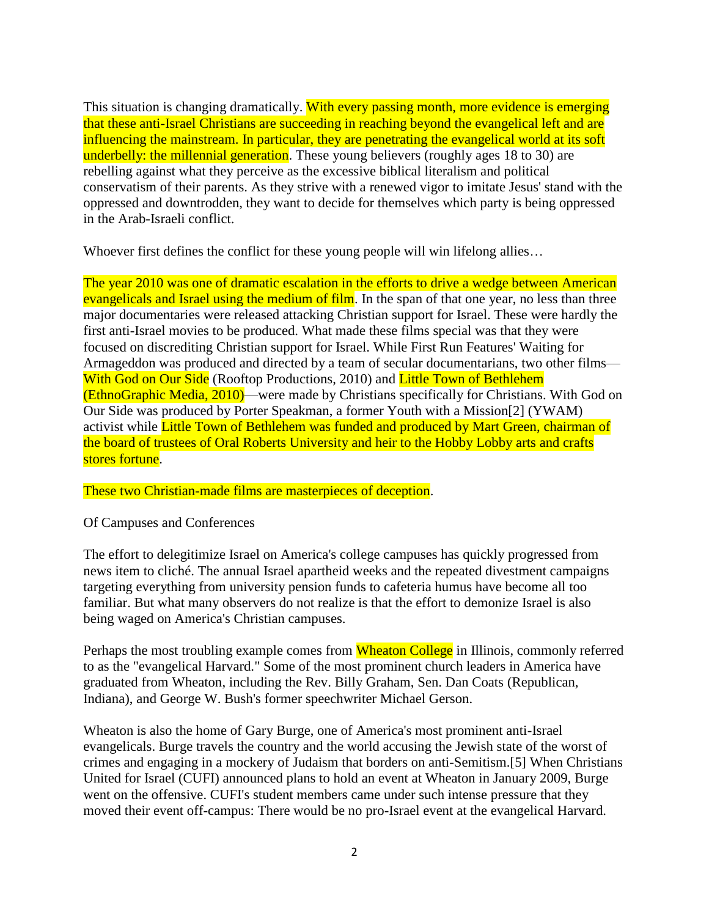This situation is changing dramatically. With every passing month, more evidence is emerging that these anti-Israel Christians are succeeding in reaching beyond the evangelical left and are influencing the mainstream. In particular, they are penetrating the evangelical world at its soft underbelly: the millennial generation. These young believers (roughly ages 18 to 30) are rebelling against what they perceive as the excessive biblical literalism and political conservatism of their parents. As they strive with a renewed vigor to imitate Jesus' stand with the oppressed and downtrodden, they want to decide for themselves which party is being oppressed in the Arab-Israeli conflict.

Whoever first defines the conflict for these young people will win lifelong allies…

The year 2010 was one of dramatic escalation in the efforts to drive a wedge between American evangelicals and Israel using the medium of film. In the span of that one year, no less than three major documentaries were released attacking Christian support for Israel. These were hardly the first anti-Israel movies to be produced. What made these films special was that they were focused on discrediting Christian support for Israel. While First Run Features' Waiting for Armageddon was produced and directed by a team of secular documentarians, two other films—With God on Our Side (Rooftop Productions, 2010) and Little Town of Bethlehem (EthnoGraphic Media, 2010)—were made by Christians specifically for Christians. With God on Our Side was produced by Porter Speakman, a former Youth with a Mission[2] (YWAM) activist while Little Town of Bethlehem was funded and produced by Mart Green, chairman of the board of trustees of Oral Roberts University and heir to the Hobby Lobby arts and crafts stores fortune.

These two Christian-made films are masterpieces of deception.

Of Campuses and Conferences

The effort to delegitimize Israel on America's college campuses has quickly progressed from news item to cliché. The annual Israel apartheid weeks and the repeated divestment campaigns targeting everything from university pension funds to cafeteria humus have become all too familiar. But what many observers do not realize is that the effort to demonize Israel is also being waged on America's Christian campuses.

Perhaps the most troubling example comes from Wheaton College in Illinois, commonly referred to as the "evangelical Harvard." Some of the most prominent church leaders in America have graduated from Wheaton, including the Rev. Billy Graham, Sen. Dan Coats (Republican, Indiana), and George W. Bush's former speechwriter Michael Gerson.

Wheaton is also the home of Gary Burge, one of America's most prominent anti-Israel evangelicals. Burge travels the country and the world accusing the Jewish state of the worst of crimes and engaging in a mockery of Judaism that borders on anti-Semitism.[5] When Christians United for Israel (CUFI) announced plans to hold an event at Wheaton in January 2009, Burge went on the offensive. CUFI's student members came under such intense pressure that they moved their event off-campus: There would be no pro-Israel event at the evangelical Harvard.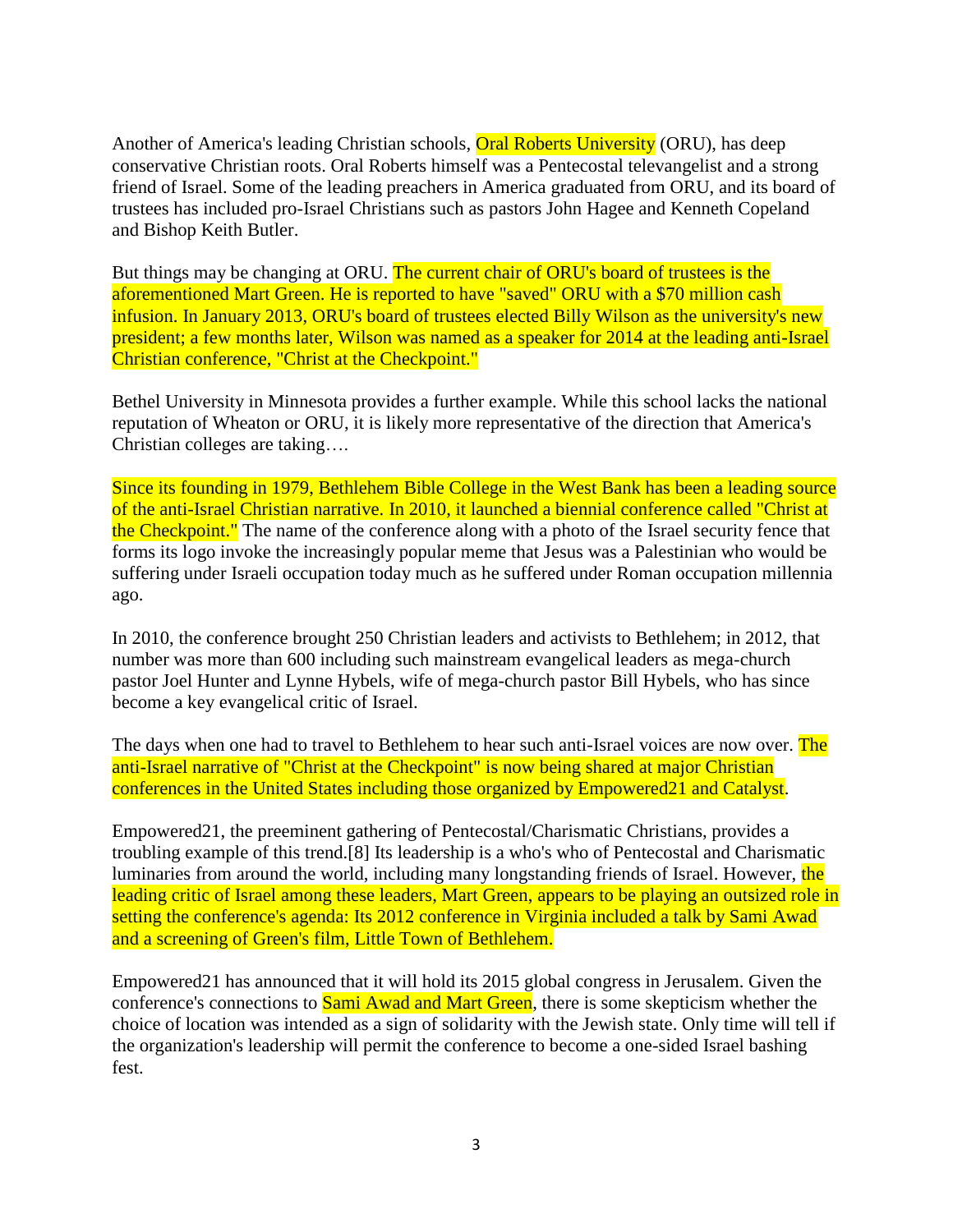Another of America's leading Christian schools, Oral Roberts University (ORU), has deep conservative Christian roots. Oral Roberts himself was a Pentecostal televangelist and a strong friend of Israel. Some of the leading preachers in America graduated from ORU, and its board of trustees has included pro-Israel Christians such as pastors John Hagee and Kenneth Copeland and Bishop Keith Butler.

But things may be changing at ORU. The current chair of ORU's board of trustees is the aforementioned Mart Green. He is reported to have "saved" ORU with a $70 million cash infusion. In January 2013, ORU's board of trustees elected Billy Wilson as the university's new president; a few months later, Wilson was named as a speaker for 2014 at the leading anti-Israel Christian conference, "Christ at the Checkpoint."

Bethel University in Minnesota provides a further example. While this school lacks the national reputation of Wheaton or ORU, it is likely more representative of the direction that America's Christian colleges are taking….

Since its founding in 1979, Bethlehem Bible College in the West Bank has been a leading source of the anti-Israel Christian narrative. In 2010, it launched a biennial conference called "Christ at the Checkpoint." The name of the conference along with a photo of the Israel security fence that forms its logo invoke the increasingly popular meme that Jesus was a Palestinian who would be suffering under Israeli occupation today much as he suffered under Roman occupation millennia ago.

In 2010, the conference brought 250 Christian leaders and activists to Bethlehem; in 2012, that number was more than 600 including such mainstream evangelical leaders as mega-church pastor Joel Hunter and Lynne Hybels, wife of mega-church pastor Bill Hybels, who has since become a key evangelical critic of Israel.

The days when one had to travel to Bethlehem to hear such anti-Israel voices are now over. The anti-Israel narrative of "Christ at the Checkpoint" is now being shared at major Christian conferences in the United States including those organized by Empowered21 and Catalyst.

Empowered21, the preeminent gathering of Pentecostal/Charismatic Christians, provides a troubling example of this trend.[8] Its leadership is a who's who of Pentecostal and Charismatic luminaries from around the world, including many longstanding friends of Israel. However, the leading critic of Israel among these leaders, Mart Green, appears to be playing an outsized role in setting the conference's agenda: Its 2012 conference in Virginia included a talk by Sami Awad and a screening of Green's film, Little Town of Bethlehem.

Empowered21 has announced that it will hold its 2015 global congress in Jerusalem. Given the conference's connections to Sami Awad and Mart Green, there is some skepticism whether the choice of location was intended as a sign of solidarity with the Jewish state. Only time will tell if the organization's leadership will permit the conference to become a one-sided Israel bashing fest.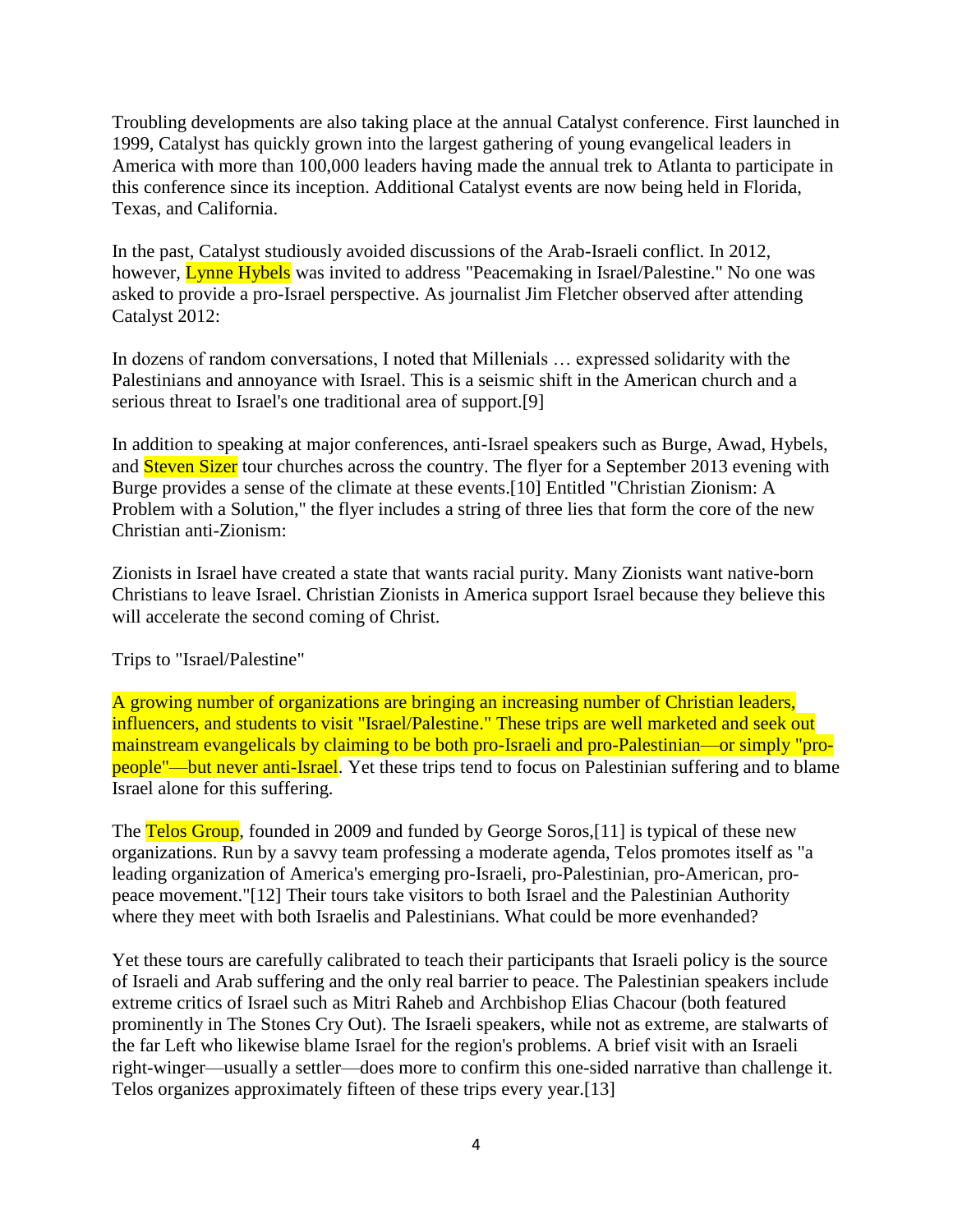Troubling developments are also taking place at the annual Catalyst conference. First launched in 1999, Catalyst has quickly grown into the largest gathering of young evangelical leaders in America with more than 100,000 leaders having made the annual trek to Atlanta to participate in this conference since its inception. Additional Catalyst events are now being held in Florida, Texas, and California.

In the past, Catalyst studiously avoided discussions of the Arab-Israeli conflict. In 2012, however, Lynne Hybels was invited to address "Peacemaking in Israel/Palestine." No one was asked to provide a pro-Israel perspective. As journalist Jim Fletcher observed after attending Catalyst 2012:

In dozens of random conversations, I noted that Millenials … expressed solidarity with the Palestinians and annoyance with Israel. This is a seismic shift in the American church and a serious threat to Israel's one traditional area of support.[9]

In addition to speaking at major conferences, anti-Israel speakers such as Burge, Awad, Hybels, and Steven Sizer tour churches across the country. The flyer for a September 2013 evening with Burge provides a sense of the climate at these events.[10] Entitled "Christian Zionism: A Problem with a Solution," the flyer includes a string of three lies that form the core of the new Christian anti-Zionism:

Zionists in Israel have created a state that wants racial purity. Many Zionists want native-born Christians to leave Israel. Christian Zionists in America support Israel because they believe this will accelerate the second coming of Christ.

## Trips to "Israel/Palestine"

A growing number of organizations are bringing an increasing number of Christian leaders, influencers, and students to visit "Israel/Palestine." These trips are well marketed and seek out mainstream evangelicals by claiming to be both pro-Israeli and pro-Palestinian—or simply "pro-people"—but never anti-Israel. Yet these trips tend to focus on Palestinian suffering and to blame Israel alone for this suffering.

The Telos Group, founded in 2009 and funded by George Soros,[11] is typical of these new organizations. Run by a savvy team professing a moderate agenda, Telos promotes itself as "a leading organization of America's emerging pro-Israeli, pro-Palestinian, pro-American, pro-peace movement."[12] Their tours take visitors to both Israel and the Palestinian Authority where they meet with both Israelis and Palestinians. What could be more evenhanded?

Yet these tours are carefully calibrated to teach their participants that Israeli policy is the source of Israeli and Arab suffering and the only real barrier to peace. The Palestinian speakers include extreme critics of Israel such as Mitri Raheb and Archbishop Elias Chacour (both featured prominently in The Stones Cry Out). The Israeli speakers, while not as extreme, are stalwarts of the far Left who likewise blame Israel for the region's problems. A brief visit with an Israeli right-winger—usually a settler—does more to confirm this one-sided narrative than challenge it. Telos organizes approximately fifteen of these trips every year.[13]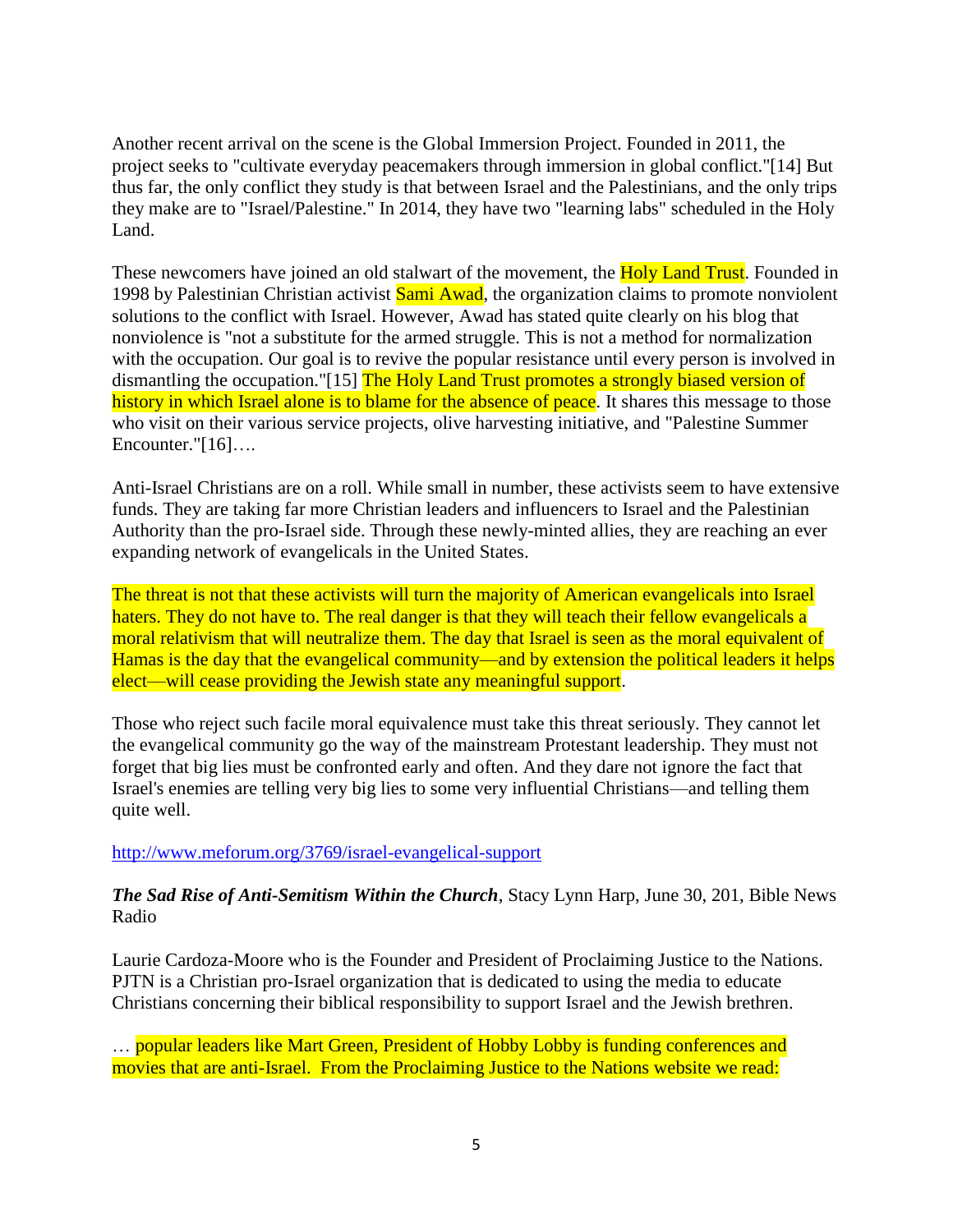Another recent arrival on the scene is the Global Immersion Project. Founded in 2011, the project seeks to "cultivate everyday peacemakers through immersion in global conflict."[14] But thus far, the only conflict they study is that between Israel and the Palestinians, and the only trips they make are to "Israel/Palestine." In 2014, they have two "learning labs" scheduled in the Holy Land.

These newcomers have joined an old stalwart of the movement, the Holy Land Trust. Founded in 1998 by Palestinian Christian activist Sami Awad, the organization claims to promote nonviolent solutions to the conflict with Israel. However, Awad has stated quite clearly on his blog that nonviolence is "not a substitute for the armed struggle. This is not a method for normalization with the occupation. Our goal is to revive the popular resistance until every person is involved in dismantling the occupation."[15] The Holy Land Trust promotes a strongly biased version of history in which Israel alone is to blame for the absence of peace. It shares this message to those who visit on their various service projects, olive harvesting initiative, and "Palestine Summer Encounter."[16]….

Anti-Israel Christians are on a roll. While small in number, these activists seem to have extensive funds. They are taking far more Christian leaders and influencers to Israel and the Palestinian Authority than the pro-Israel side. Through these newly-minted allies, they are reaching an ever expanding network of evangelicals in the United States.

The threat is not that these activists will turn the majority of American evangelicals into Israel haters. They do not have to. The real danger is that they will teach their fellow evangelicals a moral relativism that will neutralize them. The day that Israel is seen as the moral equivalent of Hamas is the day that the evangelical community—and by extension the political leaders it helps elect—will cease providing the Jewish state any meaningful support.

Those who reject such facile moral equivalence must take this threat seriously. They cannot let the evangelical community go the way of the mainstream Protestant leadership. They must not forget that big lies must be confronted early and often. And they dare not ignore the fact that Israel's enemies are telling very big lies to some very influential Christians—and telling them quite well.

http://www.meforum.org/3769/israel-evangelical-support

***The Sad Rise of Anti-Semitism Within the Church***, Stacy Lynn Harp, June 30, 201, Bible News Radio

Laurie Cardoza-Moore who is the Founder and President of Proclaiming Justice to the Nations. PJTN is a Christian pro-Israel organization that is dedicated to using the media to educate Christians concerning their biblical responsibility to support Israel and the Jewish brethren.

… popular leaders like Mart Green, President of Hobby Lobby is funding conferences and movies that are anti-Israel. From the Proclaiming Justice to the Nations website we read: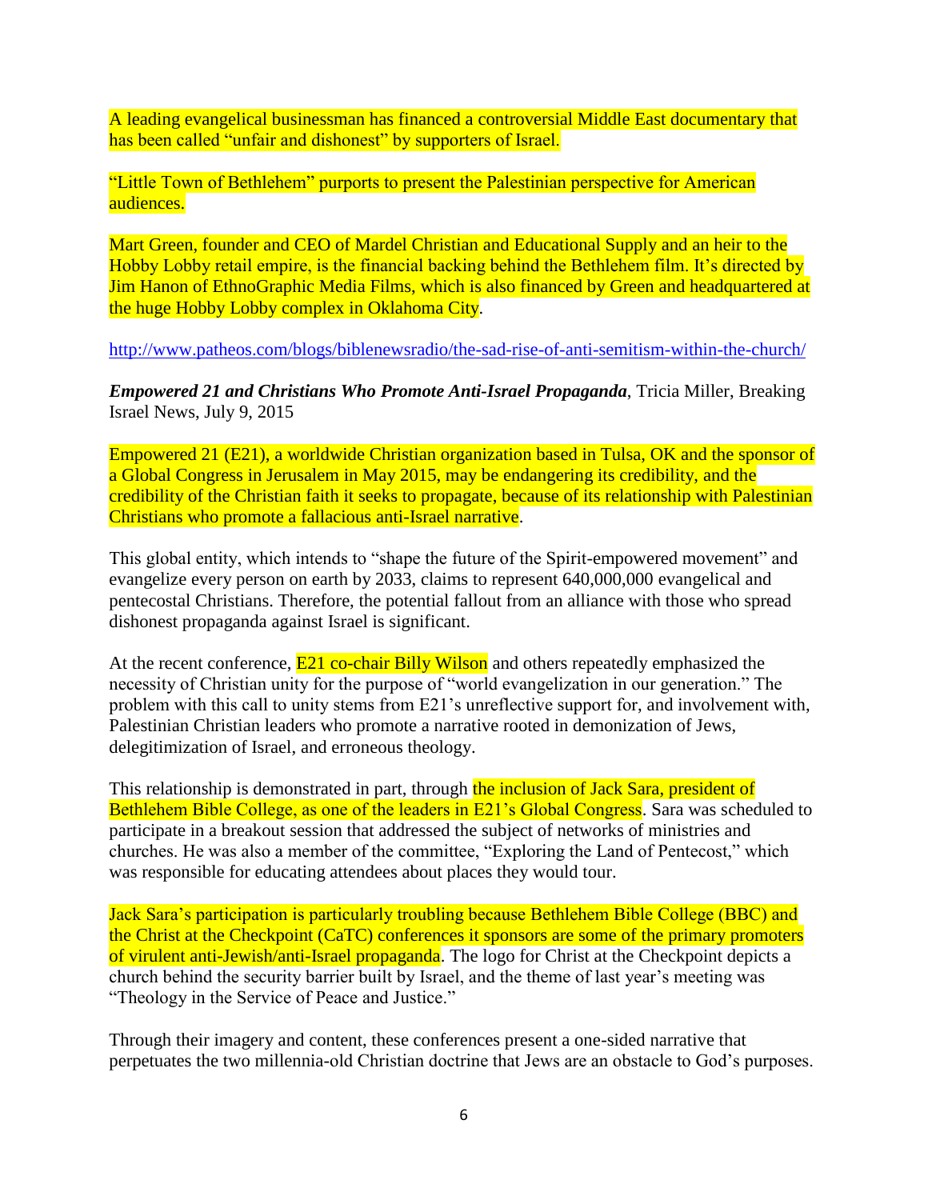A leading evangelical businessman has financed a controversial Middle East documentary that has been called "unfair and dishonest" by supporters of Israel.

"Little Town of Bethlehem" purports to present the Palestinian perspective for American audiences.

Mart Green, founder and CEO of Mardel Christian and Educational Supply and an heir to the Hobby Lobby retail empire, is the financial backing behind the Bethlehem film. It's directed by Jim Hanon of EthnoGraphic Media Films, which is also financed by Green and headquartered at the huge Hobby Lobby complex in Oklahoma City.

http://www.patheos.com/blogs/biblenewsradio/the-sad-rise-of-anti-semitism-within-the-church/

***Empowered 21 and Christians Who Promote Anti-Israel Propaganda***, Tricia Miller, Breaking Israel News, July 9, 2015

Empowered 21 (E21), a worldwide Christian organization based in Tulsa, OK and the sponsor of a Global Congress in Jerusalem in May 2015, may be endangering its credibility, and the credibility of the Christian faith it seeks to propagate, because of its relationship with Palestinian Christians who promote a fallacious anti-Israel narrative.

This global entity, which intends to "shape the future of the Spirit-empowered movement" and evangelize every person on earth by 2033, claims to represent 640,000,000 evangelical and pentecostal Christians. Therefore, the potential fallout from an alliance with those who spread dishonest propaganda against Israel is significant.

At the recent conference, E21 co-chair Billy Wilson and others repeatedly emphasized the necessity of Christian unity for the purpose of "world evangelization in our generation." The problem with this call to unity stems from E21's unreflective support for, and involvement with, Palestinian Christian leaders who promote a narrative rooted in demonization of Jews, delegitimization of Israel, and erroneous theology.

This relationship is demonstrated in part, through the inclusion of Jack Sara, president of Bethlehem Bible College, as one of the leaders in E21's Global Congress. Sara was scheduled to participate in a breakout session that addressed the subject of networks of ministries and churches. He was also a member of the committee, "Exploring the Land of Pentecost," which was responsible for educating attendees about places they would tour.

Jack Sara's participation is particularly troubling because Bethlehem Bible College (BBC) and the Christ at the Checkpoint (CaTC) conferences it sponsors are some of the primary promoters of virulent anti-Jewish/anti-Israel propaganda. The logo for Christ at the Checkpoint depicts a church behind the security barrier built by Israel, and the theme of last year's meeting was "Theology in the Service of Peace and Justice."

Through their imagery and content, these conferences present a one-sided narrative that perpetuates the two millennia-old Christian doctrine that Jews are an obstacle to God's purposes.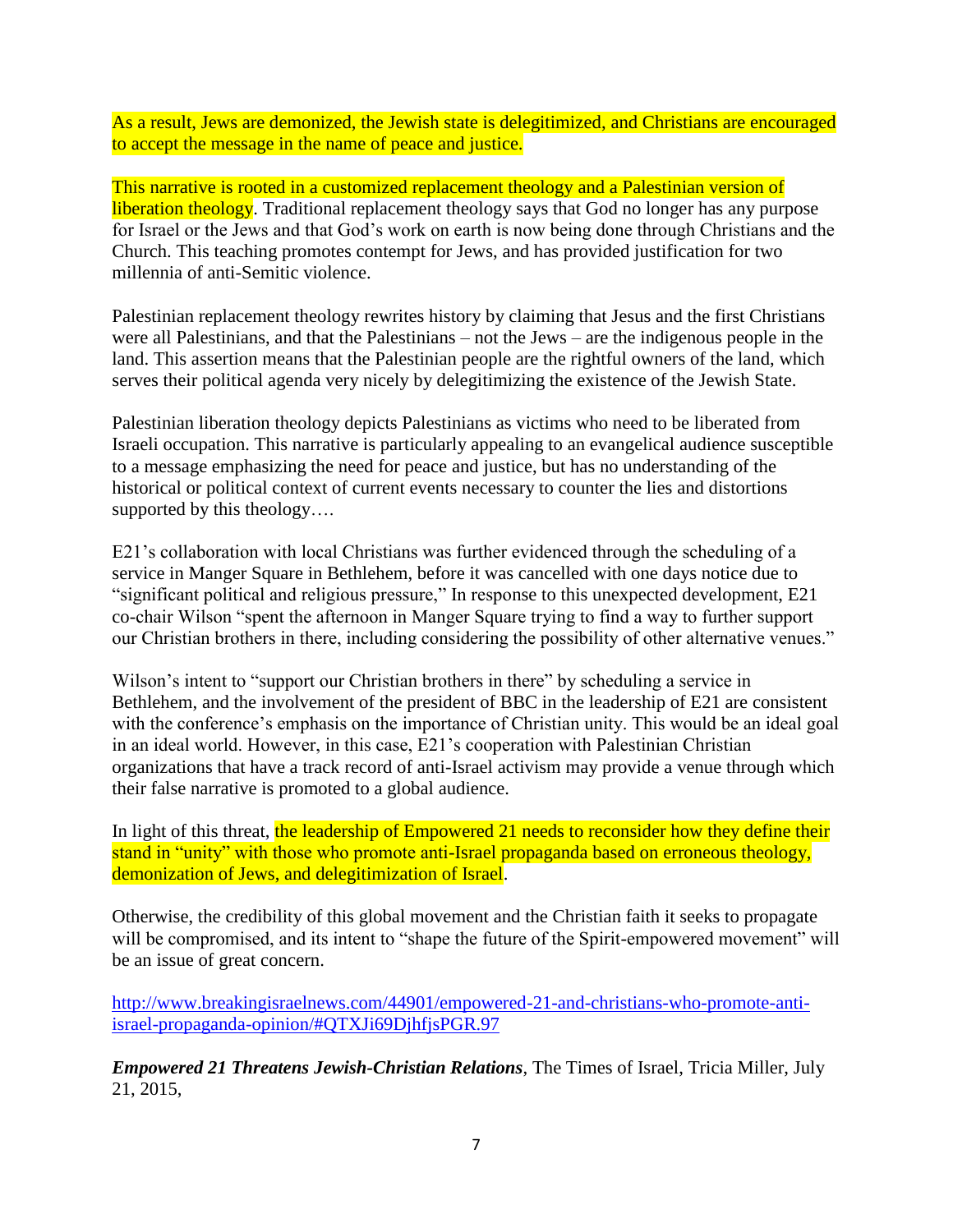As a result, Jews are demonized, the Jewish state is delegitimized, and Christians are encouraged to accept the message in the name of peace and justice.

This narrative is rooted in a customized replacement theology and a Palestinian version of liberation theology. Traditional replacement theology says that God no longer has any purpose for Israel or the Jews and that God's work on earth is now being done through Christians and the Church. This teaching promotes contempt for Jews, and has provided justification for two millennia of anti-Semitic violence.

Palestinian replacement theology rewrites history by claiming that Jesus and the first Christians were all Palestinians, and that the Palestinians – not the Jews – are the indigenous people in the land. This assertion means that the Palestinian people are the rightful owners of the land, which serves their political agenda very nicely by delegitimizing the existence of the Jewish State.

Palestinian liberation theology depicts Palestinians as victims who need to be liberated from Israeli occupation. This narrative is particularly appealing to an evangelical audience susceptible to a message emphasizing the need for peace and justice, but has no understanding of the historical or political context of current events necessary to counter the lies and distortions supported by this theology….

E21's collaboration with local Christians was further evidenced through the scheduling of a service in Manger Square in Bethlehem, before it was cancelled with one days notice due to "significant political and religious pressure," In response to this unexpected development, E21 co-chair Wilson "spent the afternoon in Manger Square trying to find a way to further support our Christian brothers in there, including considering the possibility of other alternative venues."

Wilson's intent to "support our Christian brothers in there" by scheduling a service in Bethlehem, and the involvement of the president of BBC in the leadership of E21 are consistent with the conference's emphasis on the importance of Christian unity. This would be an ideal goal in an ideal world. However, in this case, E21's cooperation with Palestinian Christian organizations that have a track record of anti-Israel activism may provide a venue through which their false narrative is promoted to a global audience.

In light of this threat, the leadership of Empowered 21 needs to reconsider how they define their stand in "unity" with those who promote anti-Israel propaganda based on erroneous theology, demonization of Jews, and delegitimization of Israel.

Otherwise, the credibility of this global movement and the Christian faith it seeks to propagate will be compromised, and its intent to "shape the future of the Spirit-empowered movement" will be an issue of great concern.

http://www.breakingisraelnews.com/44901/empowered-21-and-christians-who-promote-anti-israel-propaganda-opinion/#QTXJi69DjhfjsPGR.97

***Empowered 21 Threatens Jewish-Christian Relations***, The Times of Israel, Tricia Miller, July 21, 2015,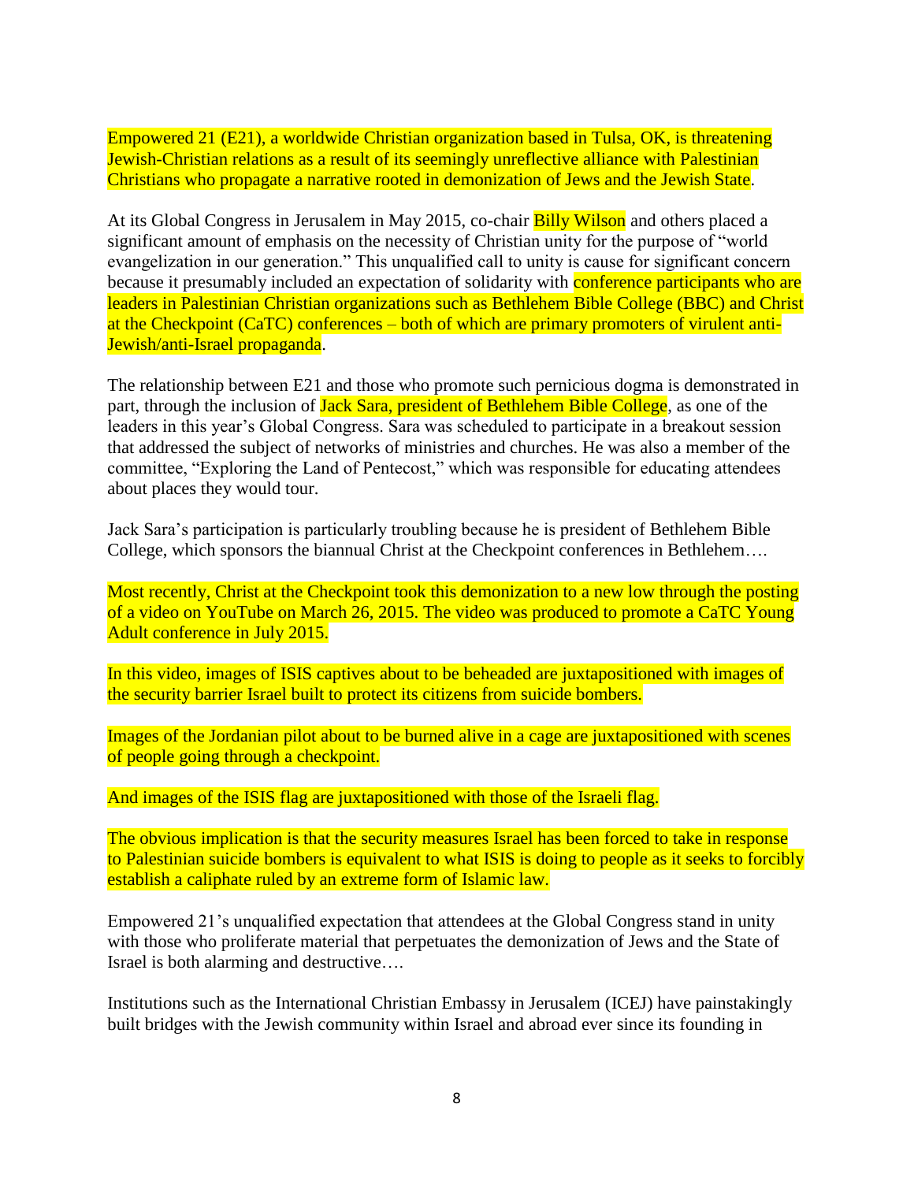Empowered 21 (E21), a worldwide Christian organization based in Tulsa, OK, is threatening Jewish-Christian relations as a result of its seemingly unreflective alliance with Palestinian Christians who propagate a narrative rooted in demonization of Jews and the Jewish State.

At its Global Congress in Jerusalem in May 2015, co-chair Billy Wilson and others placed a significant amount of emphasis on the necessity of Christian unity for the purpose of "world evangelization in our generation." This unqualified call to unity is cause for significant concern because it presumably included an expectation of solidarity with conference participants who are leaders in Palestinian Christian organizations such as Bethlehem Bible College (BBC) and Christ at the Checkpoint (CaTC) conferences – both of which are primary promoters of virulent anti-Jewish/anti-Israel propaganda.

The relationship between E21 and those who promote such pernicious dogma is demonstrated in part, through the inclusion of Jack Sara, president of Bethlehem Bible College, as one of the leaders in this year's Global Congress. Sara was scheduled to participate in a breakout session that addressed the subject of networks of ministries and churches. He was also a member of the committee, "Exploring the Land of Pentecost," which was responsible for educating attendees about places they would tour.

Jack Sara's participation is particularly troubling because he is president of Bethlehem Bible College, which sponsors the biannual Christ at the Checkpoint conferences in Bethlehem….

Most recently, Christ at the Checkpoint took this demonization to a new low through the posting of a video on YouTube on March 26, 2015. The video was produced to promote a CaTC Young Adult conference in July 2015.

In this video, images of ISIS captives about to be beheaded are juxtapositioned with images of the security barrier Israel built to protect its citizens from suicide bombers.

Images of the Jordanian pilot about to be burned alive in a cage are juxtapositioned with scenes of people going through a checkpoint.

And images of the ISIS flag are juxtapositioned with those of the Israeli flag.

The obvious implication is that the security measures Israel has been forced to take in response to Palestinian suicide bombers is equivalent to what ISIS is doing to people as it seeks to forcibly establish a caliphate ruled by an extreme form of Islamic law.

Empowered 21's unqualified expectation that attendees at the Global Congress stand in unity with those who proliferate material that perpetuates the demonization of Jews and the State of Israel is both alarming and destructive….

Institutions such as the International Christian Embassy in Jerusalem (ICEJ) have painstakingly built bridges with the Jewish community within Israel and abroad ever since its founding in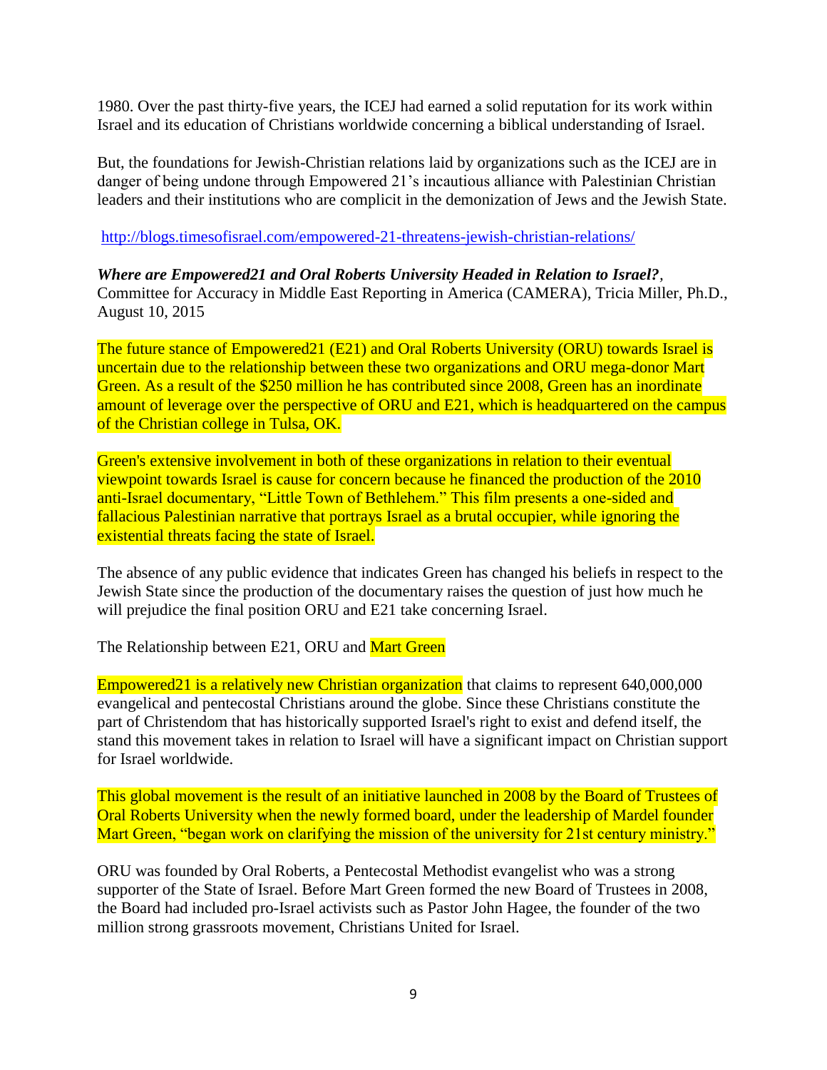1980. Over the past thirty-five years, the ICEJ had earned a solid reputation for its work within Israel and its education of Christians worldwide concerning a biblical understanding of Israel.

But, the foundations for Jewish-Christian relations laid by organizations such as the ICEJ are in danger of being undone through Empowered 21's incautious alliance with Palestinian Christian leaders and their institutions who are complicit in the demonization of Jews and the Jewish State.

http://blogs.timesofisrael.com/empowered-21-threatens-jewish-christian-relations/

***Where are Empowered21 and Oral Roberts University Headed in Relation to Israel?***, Committee for Accuracy in Middle East Reporting in America (CAMERA), Tricia Miller, Ph.D., August 10, 2015

The future stance of Empowered21 (E21) and Oral Roberts University (ORU) towards Israel is uncertain due to the relationship between these two organizations and ORU mega-donor Mart Green. As a result of the $250 million he has contributed since 2008, Green has an inordinate amount of leverage over the perspective of ORU and E21, which is headquartered on the campus of the Christian college in Tulsa, OK.

Green's extensive involvement in both of these organizations in relation to their eventual viewpoint towards Israel is cause for concern because he financed the production of the 2010 anti-Israel documentary, "Little Town of Bethlehem." This film presents a one-sided and fallacious Palestinian narrative that portrays Israel as a brutal occupier, while ignoring the existential threats facing the state of Israel.

The absence of any public evidence that indicates Green has changed his beliefs in respect to the Jewish State since the production of the documentary raises the question of just how much he will prejudice the final position ORU and E21 take concerning Israel.

The Relationship between E21, ORU and Mart Green

Empowered21 is a relatively new Christian organization that claims to represent 640,000,000 evangelical and pentecostal Christians around the globe. Since these Christians constitute the part of Christendom that has historically supported Israel's right to exist and defend itself, the stand this movement takes in relation to Israel will have a significant impact on Christian support for Israel worldwide.

This global movement is the result of an initiative launched in 2008 by the Board of Trustees of Oral Roberts University when the newly formed board, under the leadership of Mardel founder Mart Green, "began work on clarifying the mission of the university for 21st century ministry."

ORU was founded by Oral Roberts, a Pentecostal Methodist evangelist who was a strong supporter of the State of Israel. Before Mart Green formed the new Board of Trustees in 2008, the Board had included pro-Israel activists such as Pastor John Hagee, the founder of the two million strong grassroots movement, Christians United for Israel.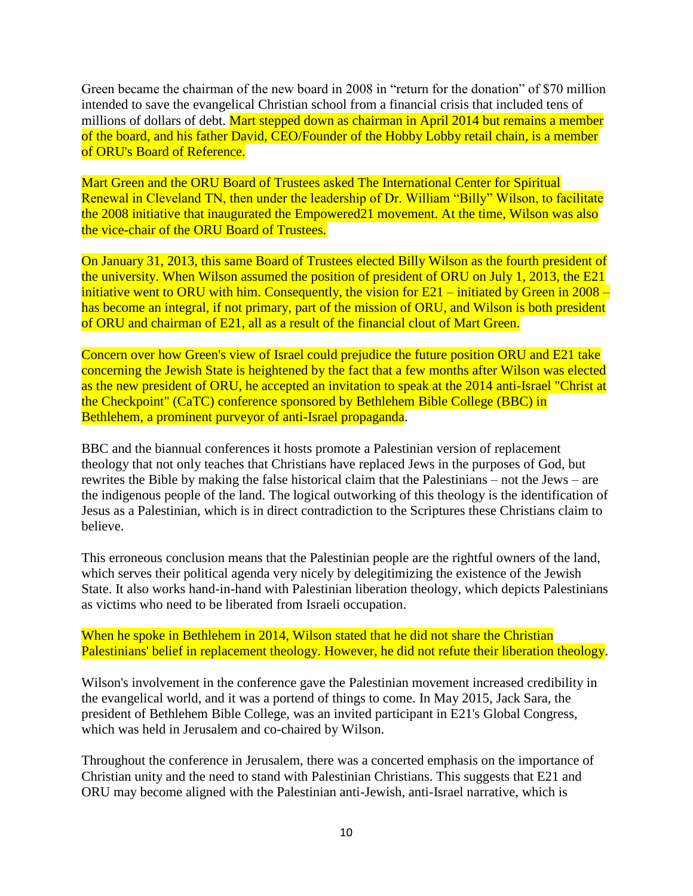Green became the chairman of the new board in 2008 in "return for the donation" of $70 million intended to save the evangelical Christian school from a financial crisis that included tens of millions of dollars of debt. Mart stepped down as chairman in April 2014 but remains a member of the board, and his father David, CEO/Founder of the Hobby Lobby retail chain, is a member of ORU's Board of Reference.

Mart Green and the ORU Board of Trustees asked The International Center for Spiritual Renewal in Cleveland TN, then under the leadership of Dr. William "Billy" Wilson, to facilitate the 2008 initiative that inaugurated the Empowered21 movement. At the time, Wilson was also the vice-chair of the ORU Board of Trustees.

On January 31, 2013, this same Board of Trustees elected Billy Wilson as the fourth president of the university. When Wilson assumed the position of president of ORU on July 1, 2013, the E21 initiative went to ORU with him. Consequently, the vision for E21 – initiated by Green in 2008 – has become an integral, if not primary, part of the mission of ORU, and Wilson is both president of ORU and chairman of E21, all as a result of the financial clout of Mart Green.

Concern over how Green's view of Israel could prejudice the future position ORU and E21 take concerning the Jewish State is heightened by the fact that a few months after Wilson was elected as the new president of ORU, he accepted an invitation to speak at the 2014 anti-Israel "Christ at the Checkpoint" (CaTC) conference sponsored by Bethlehem Bible College (BBC) in Bethlehem, a prominent purveyor of anti-Israel propaganda.

BBC and the biannual conferences it hosts promote a Palestinian version of replacement theology that not only teaches that Christians have replaced Jews in the purposes of God, but rewrites the Bible by making the false historical claim that the Palestinians – not the Jews – are the indigenous people of the land. The logical outworking of this theology is the identification of Jesus as a Palestinian, which is in direct contradiction to the Scriptures these Christians claim to believe.

This erroneous conclusion means that the Palestinian people are the rightful owners of the land, which serves their political agenda very nicely by delegitimizing the existence of the Jewish State. It also works hand-in-hand with Palestinian liberation theology, which depicts Palestinians as victims who need to be liberated from Israeli occupation.

When he spoke in Bethlehem in 2014, Wilson stated that he did not share the Christian Palestinians' belief in replacement theology. However, he did not refute their liberation theology.

Wilson's involvement in the conference gave the Palestinian movement increased credibility in the evangelical world, and it was a portend of things to come. In May 2015, Jack Sara, the president of Bethlehem Bible College, was an invited participant in E21's Global Congress, which was held in Jerusalem and co-chaired by Wilson.

Throughout the conference in Jerusalem, there was a concerted emphasis on the importance of Christian unity and the need to stand with Palestinian Christians. This suggests that E21 and ORU may become aligned with the Palestinian anti-Jewish, anti-Israel narrative, which is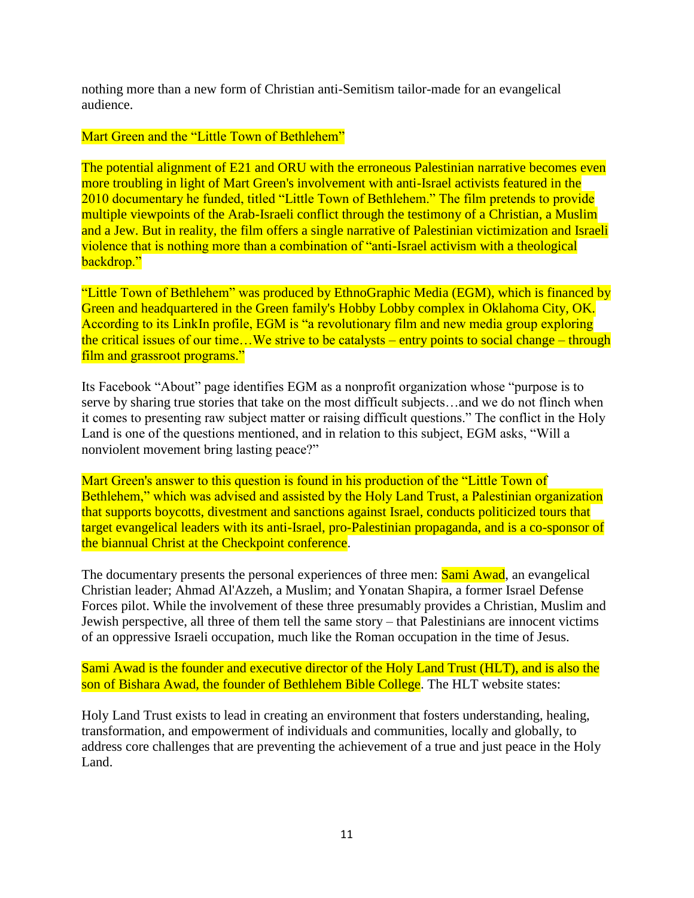nothing more than a new form of Christian anti-Semitism tailor-made for an evangelical audience.

## Mart Green and the "Little Town of Bethlehem"

The potential alignment of E21 and ORU with the erroneous Palestinian narrative becomes even more troubling in light of Mart Green's involvement with anti-Israel activists featured in the 2010 documentary he funded, titled "Little Town of Bethlehem." The film pretends to provide multiple viewpoints of the Arab-Israeli conflict through the testimony of a Christian, a Muslim and a Jew. But in reality, the film offers a single narrative of Palestinian victimization and Israeli violence that is nothing more than a combination of "anti-Israel activism with a theological backdrop."

"Little Town of Bethlehem" was produced by EthnoGraphic Media (EGM), which is financed by Green and headquartered in the Green family's Hobby Lobby complex in Oklahoma City, OK. According to its LinkIn profile, EGM is "a revolutionary film and new media group exploring the critical issues of our time…We strive to be catalysts – entry points to social change – through film and grassroot programs."

Its Facebook "About" page identifies EGM as a nonprofit organization whose "purpose is to serve by sharing true stories that take on the most difficult subjects…and we do not flinch when it comes to presenting raw subject matter or raising difficult questions." The conflict in the Holy Land is one of the questions mentioned, and in relation to this subject, EGM asks, "Will a nonviolent movement bring lasting peace?"

Mart Green's answer to this question is found in his production of the "Little Town of Bethlehem," which was advised and assisted by the Holy Land Trust, a Palestinian organization that supports boycotts, divestment and sanctions against Israel, conducts politicized tours that target evangelical leaders with its anti-Israel, pro-Palestinian propaganda, and is a co-sponsor of the biannual Christ at the Checkpoint conference.

The documentary presents the personal experiences of three men: Sami Awad, an evangelical Christian leader; Ahmad Al'Azzeh, a Muslim; and Yonatan Shapira, a former Israel Defense Forces pilot. While the involvement of these three presumably provides a Christian, Muslim and Jewish perspective, all three of them tell the same story – that Palestinians are innocent victims of an oppressive Israeli occupation, much like the Roman occupation in the time of Jesus.

Sami Awad is the founder and executive director of the Holy Land Trust (HLT), and is also the son of Bishara Awad, the founder of Bethlehem Bible College. The HLT website states:

Holy Land Trust exists to lead in creating an environment that fosters understanding, healing, transformation, and empowerment of individuals and communities, locally and globally, to address core challenges that are preventing the achievement of a true and just peace in the Holy Land.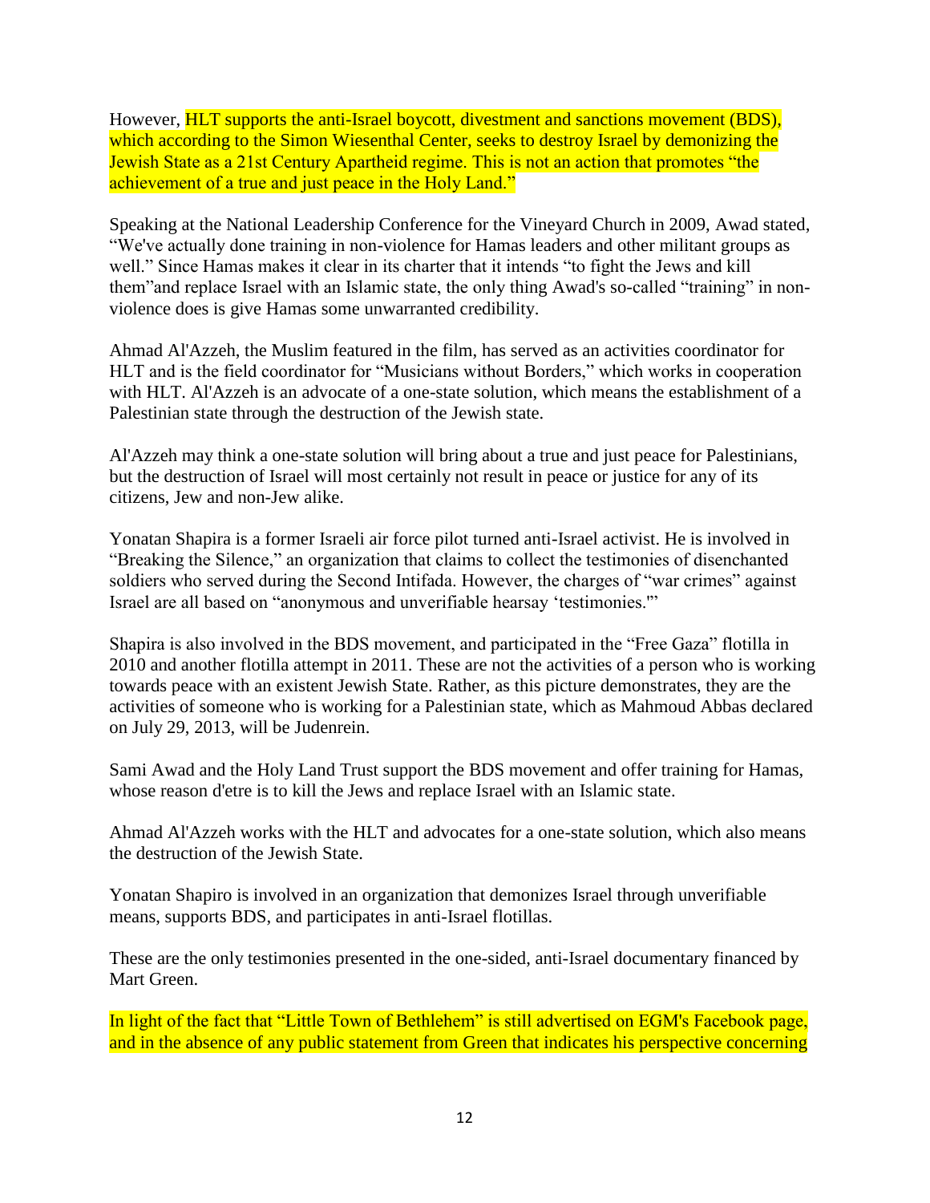However, HLT supports the anti-Israel boycott, divestment and sanctions movement (BDS), which according to the Simon Wiesenthal Center, seeks to destroy Israel by demonizing the Jewish State as a 21st Century Apartheid regime. This is not an action that promotes "the achievement of a true and just peace in the Holy Land."

Speaking at the National Leadership Conference for the Vineyard Church in 2009, Awad stated, "We've actually done training in non-violence for Hamas leaders and other militant groups as well." Since Hamas makes it clear in its charter that it intends "to fight the Jews and kill them"and replace Israel with an Islamic state, the only thing Awad's so-called "training" in non-violence does is give Hamas some unwarranted credibility.

Ahmad Al'Azzeh, the Muslim featured in the film, has served as an activities coordinator for HLT and is the field coordinator for "Musicians without Borders," which works in cooperation with HLT. Al'Azzeh is an advocate of a one-state solution, which means the establishment of a Palestinian state through the destruction of the Jewish state.

Al'Azzeh may think a one-state solution will bring about a true and just peace for Palestinians, but the destruction of Israel will most certainly not result in peace or justice for any of its citizens, Jew and non-Jew alike.

Yonatan Shapira is a former Israeli air force pilot turned anti-Israel activist. He is involved in "Breaking the Silence," an organization that claims to collect the testimonies of disenchanted soldiers who served during the Second Intifada. However, the charges of "war crimes" against Israel are all based on "anonymous and unverifiable hearsay 'testimonies.'"

Shapira is also involved in the BDS movement, and participated in the "Free Gaza" flotilla in 2010 and another flotilla attempt in 2011. These are not the activities of a person who is working towards peace with an existent Jewish State. Rather, as this picture demonstrates, they are the activities of someone who is working for a Palestinian state, which as Mahmoud Abbas declared on July 29, 2013, will be Judenrein.

Sami Awad and the Holy Land Trust support the BDS movement and offer training for Hamas, whose reason d'etre is to kill the Jews and replace Israel with an Islamic state.

Ahmad Al'Azzeh works with the HLT and advocates for a one-state solution, which also means the destruction of the Jewish State.

Yonatan Shapiro is involved in an organization that demonizes Israel through unverifiable means, supports BDS, and participates in anti-Israel flotillas.

These are the only testimonies presented in the one-sided, anti-Israel documentary financed by Mart Green.

In light of the fact that "Little Town of Bethlehem" is still advertised on EGM's Facebook page, and in the absence of any public statement from Green that indicates his perspective concerning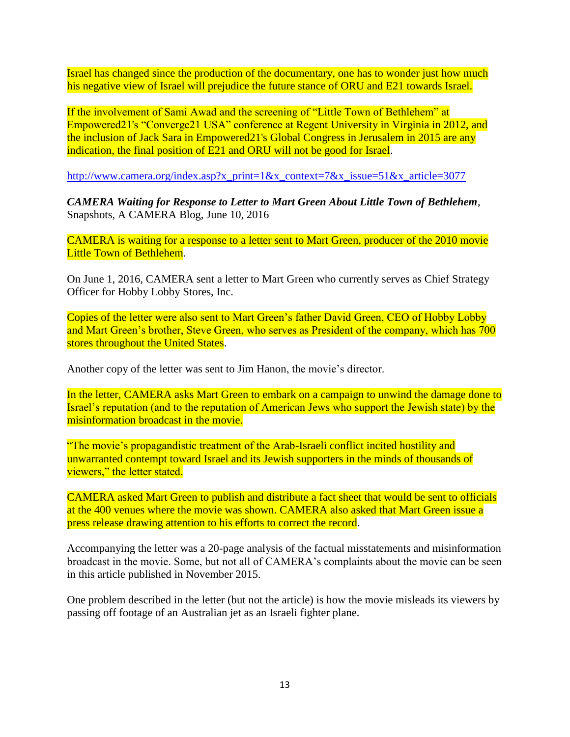Israel has changed since the production of the documentary, one has to wonder just how much his negative view of Israel will prejudice the future stance of ORU and E21 towards Israel.

If the involvement of Sami Awad and the screening of "Little Town of Bethlehem" at Empowered21's "Converge21 USA" conference at Regent University in Virginia in 2012, and the inclusion of Jack Sara in Empowered21's Global Congress in Jerusalem in 2015 are any indication, the final position of E21 and ORU will not be good for Israel.

http://www.camera.org/index.asp?x_print=1&x_context=7&x_issue=51&x_article=3077

***CAMERA Waiting for Response to Letter to Mart Green About Little Town of Bethlehem***, Snapshots, A CAMERA Blog, June 10, 2016

CAMERA is waiting for a response to a letter sent to Mart Green, producer of the 2010 movie Little Town of Bethlehem.

On June 1, 2016, CAMERA sent a letter to Mart Green who currently serves as Chief Strategy Officer for Hobby Lobby Stores, Inc.

Copies of the letter were also sent to Mart Green's father David Green, CEO of Hobby Lobby and Mart Green's brother, Steve Green, who serves as President of the company, which has 700 stores throughout the United States.

Another copy of the letter was sent to Jim Hanon, the movie's director.

In the letter, CAMERA asks Mart Green to embark on a campaign to unwind the damage done to Israel's reputation (and to the reputation of American Jews who support the Jewish state) by the misinformation broadcast in the movie.

"The movie's propagandistic treatment of the Arab-Israeli conflict incited hostility and unwarranted contempt toward Israel and its Jewish supporters in the minds of thousands of viewers," the letter stated.

CAMERA asked Mart Green to publish and distribute a fact sheet that would be sent to officials at the 400 venues where the movie was shown. CAMERA also asked that Mart Green issue a press release drawing attention to his efforts to correct the record.

Accompanying the letter was a 20-page analysis of the factual misstatements and misinformation broadcast in the movie. Some, but not all of CAMERA's complaints about the movie can be seen in this article published in November 2015.

One problem described in the letter (but not the article) is how the movie misleads its viewers by passing off footage of an Australian jet as an Israeli fighter plane.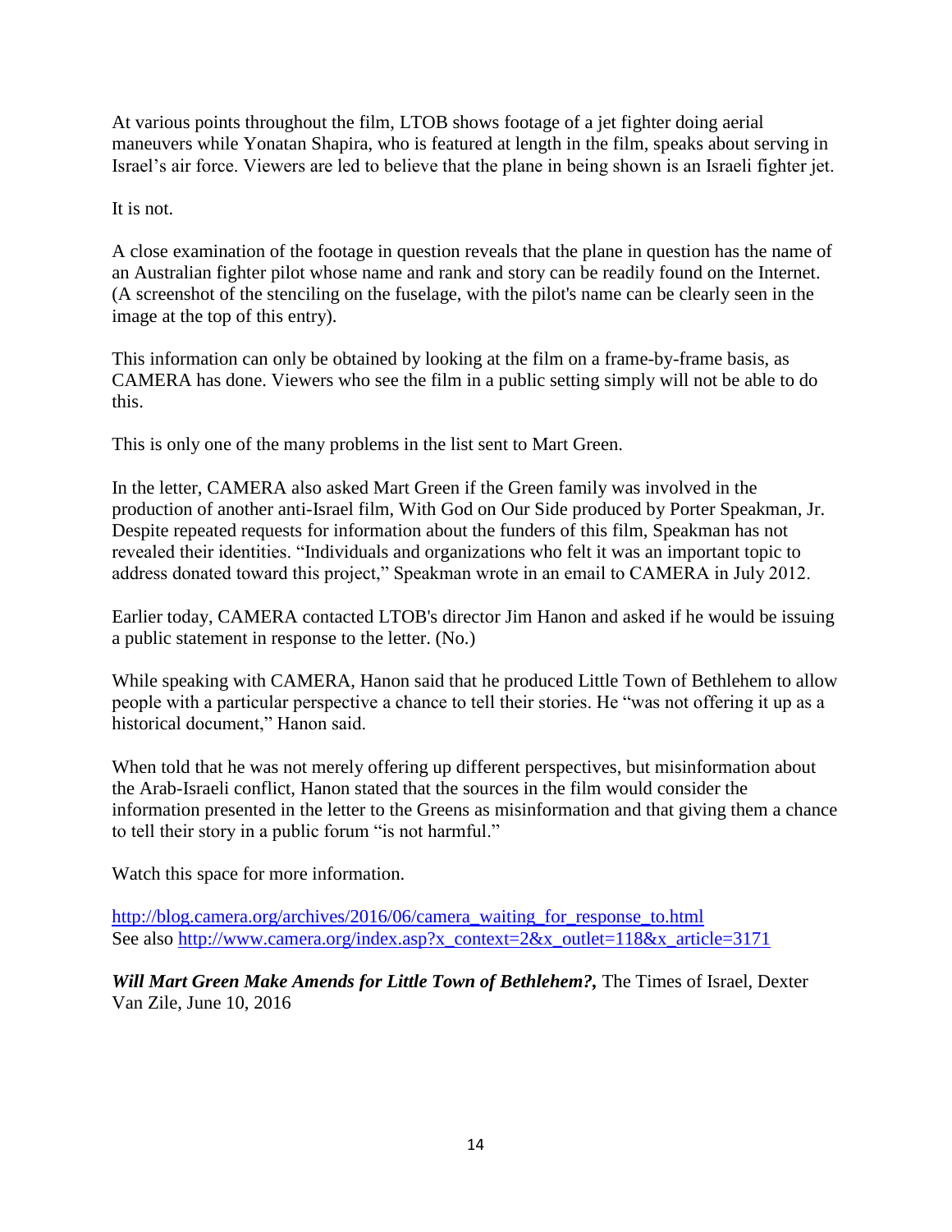At various points throughout the film, LTOB shows footage of a jet fighter doing aerial maneuvers while Yonatan Shapira, who is featured at length in the film, speaks about serving in Israel's air force. Viewers are led to believe that the plane in being shown is an Israeli fighter jet.

It is not.

A close examination of the footage in question reveals that the plane in question has the name of an Australian fighter pilot whose name and rank and story can be readily found on the Internet. (A screenshot of the stenciling on the fuselage, with the pilot's name can be clearly seen in the image at the top of this entry).

This information can only be obtained by looking at the film on a frame-by-frame basis, as CAMERA has done. Viewers who see the film in a public setting simply will not be able to do this.

This is only one of the many problems in the list sent to Mart Green.

In the letter, CAMERA also asked Mart Green if the Green family was involved in the production of another anti-Israel film, With God on Our Side produced by Porter Speakman, Jr. Despite repeated requests for information about the funders of this film, Speakman has not revealed their identities. "Individuals and organizations who felt it was an important topic to address donated toward this project," Speakman wrote in an email to CAMERA in July 2012.

Earlier today, CAMERA contacted LTOB's director Jim Hanon and asked if he would be issuing a public statement in response to the letter. (No.)

While speaking with CAMERA, Hanon said that he produced Little Town of Bethlehem to allow people with a particular perspective a chance to tell their stories. He "was not offering it up as a historical document," Hanon said.

When told that he was not merely offering up different perspectives, but misinformation about the Arab-Israeli conflict, Hanon stated that the sources in the film would consider the information presented in the letter to the Greens as misinformation and that giving them a chance to tell their story in a public forum "is not harmful."

Watch this space for more information.

http://blog.camera.org/archives/2016/06/camera_waiting_for_response_to.html
See also http://www.camera.org/index.asp?x_context=2&x_outlet=118&x_article=3171

***Will Mart Green Make Amends for Little Town of Bethlehem?***, The Times of Israel, Dexter Van Zile, June 10, 2016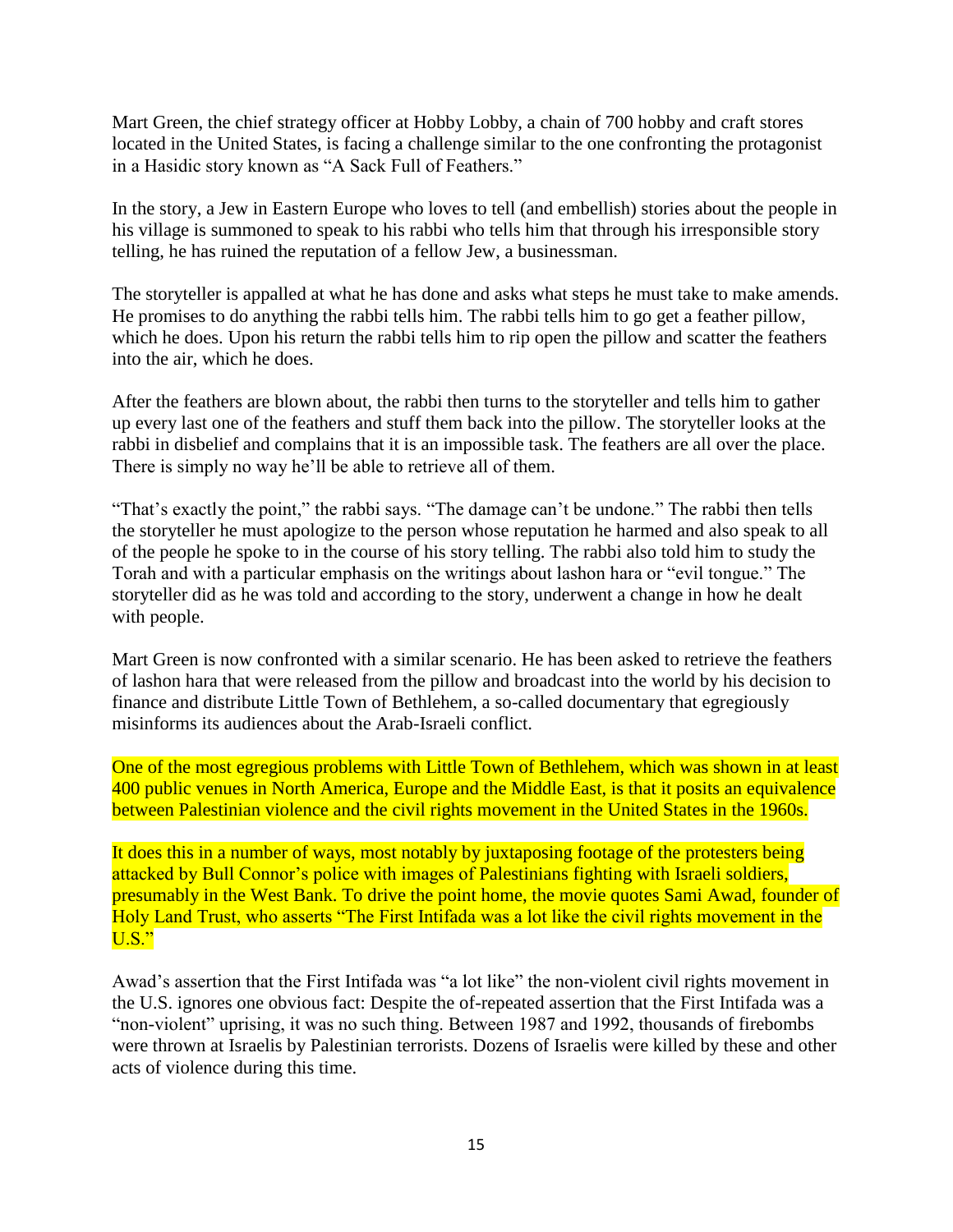Mart Green, the chief strategy officer at Hobby Lobby, a chain of 700 hobby and craft stores located in the United States, is facing a challenge similar to the one confronting the protagonist in a Hasidic story known as "A Sack Full of Feathers."

In the story, a Jew in Eastern Europe who loves to tell (and embellish) stories about the people in his village is summoned to speak to his rabbi who tells him that through his irresponsible story telling, he has ruined the reputation of a fellow Jew, a businessman.

The storyteller is appalled at what he has done and asks what steps he must take to make amends. He promises to do anything the rabbi tells him. The rabbi tells him to go get a feather pillow, which he does. Upon his return the rabbi tells him to rip open the pillow and scatter the feathers into the air, which he does.

After the feathers are blown about, the rabbi then turns to the storyteller and tells him to gather up every last one of the feathers and stuff them back into the pillow. The storyteller looks at the rabbi in disbelief and complains that it is an impossible task. The feathers are all over the place. There is simply no way he'll be able to retrieve all of them.

"That's exactly the point," the rabbi says. "The damage can't be undone." The rabbi then tells the storyteller he must apologize to the person whose reputation he harmed and also speak to all of the people he spoke to in the course of his story telling. The rabbi also told him to study the Torah and with a particular emphasis on the writings about lashon hara or "evil tongue." The storyteller did as he was told and according to the story, underwent a change in how he dealt with people.

Mart Green is now confronted with a similar scenario. He has been asked to retrieve the feathers of lashon hara that were released from the pillow and broadcast into the world by his decision to finance and distribute Little Town of Bethlehem, a so-called documentary that egregiously misinforms its audiences about the Arab-Israeli conflict.

One of the most egregious problems with Little Town of Bethlehem, which was shown in at least 400 public venues in North America, Europe and the Middle East, is that it posits an equivalence between Palestinian violence and the civil rights movement in the United States in the 1960s.

It does this in a number of ways, most notably by juxtaposing footage of the protesters being attacked by Bull Connor's police with images of Palestinians fighting with Israeli soldiers, presumably in the West Bank. To drive the point home, the movie quotes Sami Awad, founder of Holy Land Trust, who asserts "The First Intifada was a lot like the civil rights movement in the U.S."

Awad's assertion that the First Intifada was "a lot like" the non-violent civil rights movement in the U.S. ignores one obvious fact: Despite the of-repeated assertion that the First Intifada was a "non-violent" uprising, it was no such thing. Between 1987 and 1992, thousands of firebombs were thrown at Israelis by Palestinian terrorists. Dozens of Israelis were killed by these and other acts of violence during this time.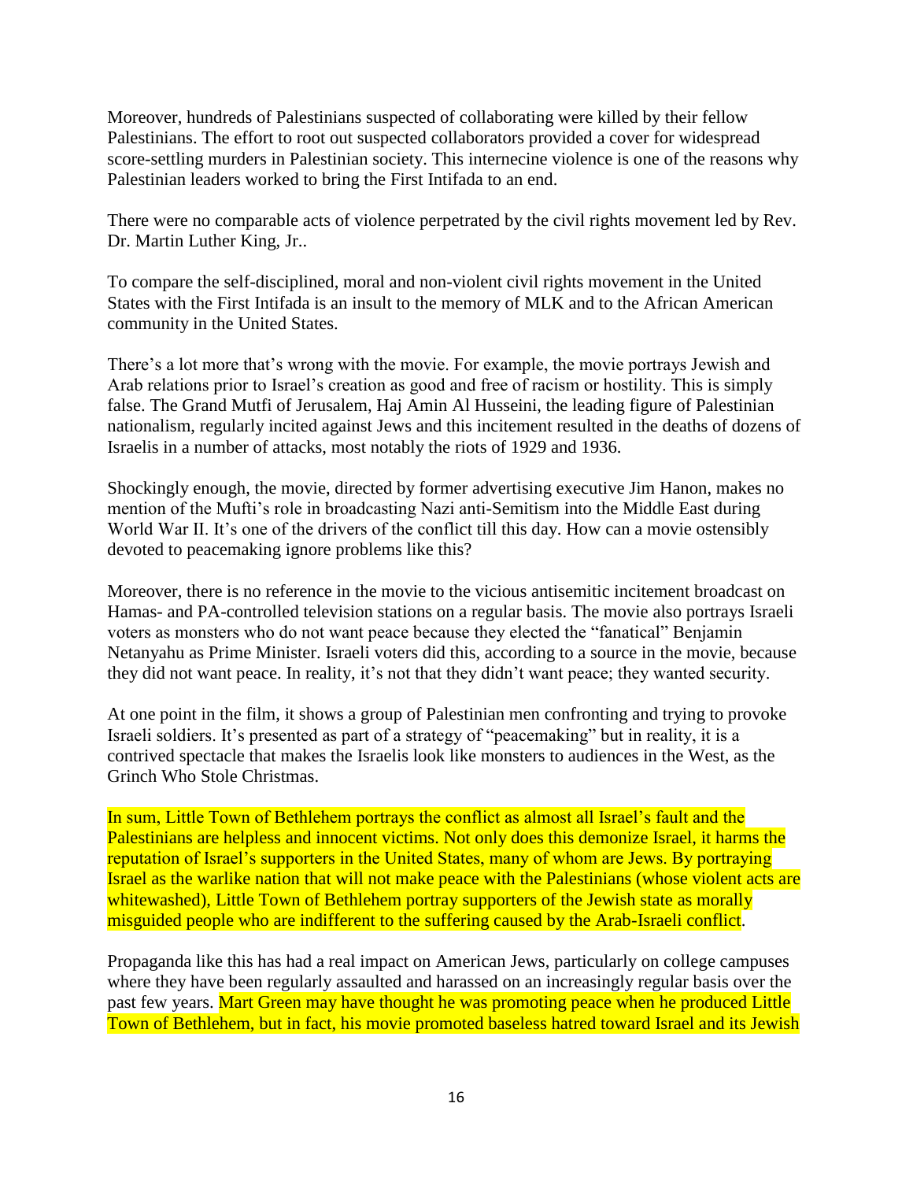Moreover, hundreds of Palestinians suspected of collaborating were killed by their fellow Palestinians. The effort to root out suspected collaborators provided a cover for widespread score-settling murders in Palestinian society. This internecine violence is one of the reasons why Palestinian leaders worked to bring the First Intifada to an end.

There were no comparable acts of violence perpetrated by the civil rights movement led by Rev. Dr. Martin Luther King, Jr..

To compare the self-disciplined, moral and non-violent civil rights movement in the United States with the First Intifada is an insult to the memory of MLK and to the African American community in the United States.

There's a lot more that's wrong with the movie. For example, the movie portrays Jewish and Arab relations prior to Israel's creation as good and free of racism or hostility. This is simply false. The Grand Mutfi of Jerusalem, Haj Amin Al Husseini, the leading figure of Palestinian nationalism, regularly incited against Jews and this incitement resulted in the deaths of dozens of Israelis in a number of attacks, most notably the riots of 1929 and 1936.

Shockingly enough, the movie, directed by former advertising executive Jim Hanon, makes no mention of the Mufti's role in broadcasting Nazi anti-Semitism into the Middle East during World War II. It's one of the drivers of the conflict till this day. How can a movie ostensibly devoted to peacemaking ignore problems like this?

Moreover, there is no reference in the movie to the vicious antisemitic incitement broadcast on Hamas- and PA-controlled television stations on a regular basis. The movie also portrays Israeli voters as monsters who do not want peace because they elected the "fanatical" Benjamin Netanyahu as Prime Minister. Israeli voters did this, according to a source in the movie, because they did not want peace. In reality, it's not that they didn't want peace; they wanted security.

At one point in the film, it shows a group of Palestinian men confronting and trying to provoke Israeli soldiers. It's presented as part of a strategy of "peacemaking" but in reality, it is a contrived spectacle that makes the Israelis look like monsters to audiences in the West, as the Grinch Who Stole Christmas.

In sum, Little Town of Bethlehem portrays the conflict as almost all Israel's fault and the Palestinians are helpless and innocent victims. Not only does this demonize Israel, it harms the reputation of Israel's supporters in the United States, many of whom are Jews. By portraying Israel as the warlike nation that will not make peace with the Palestinians (whose violent acts are whitewashed), Little Town of Bethlehem portray supporters of the Jewish state as morally misguided people who are indifferent to the suffering caused by the Arab-Israeli conflict.

Propaganda like this has had a real impact on American Jews, particularly on college campuses where they have been regularly assaulted and harassed on an increasingly regular basis over the past few years. Mart Green may have thought he was promoting peace when he produced Little Town of Bethlehem, but in fact, his movie promoted baseless hatred toward Israel and its Jewish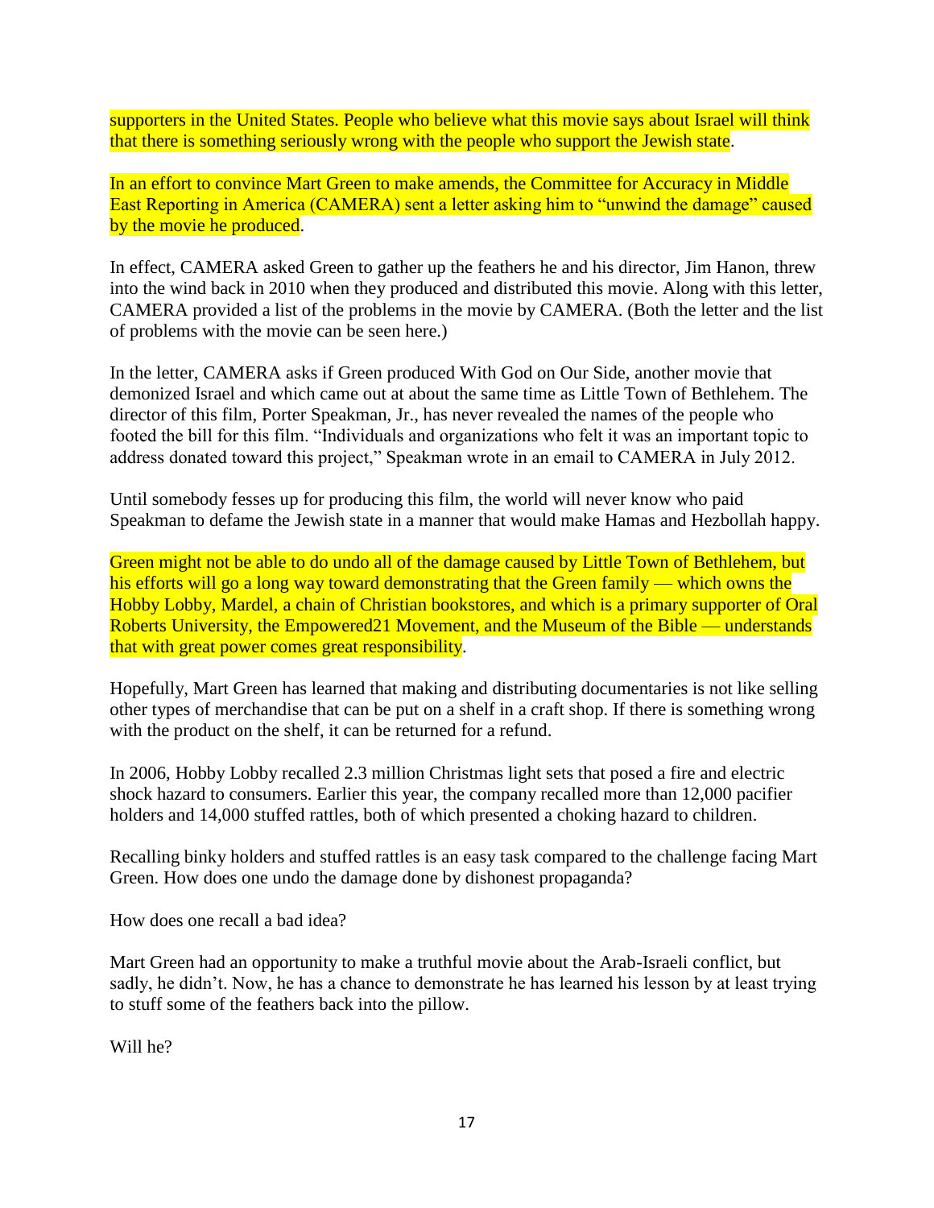supporters in the United States. People who believe what this movie says about Israel will think that there is something seriously wrong with the people who support the Jewish state.

In an effort to convince Mart Green to make amends, the Committee for Accuracy in Middle East Reporting in America (CAMERA) sent a letter asking him to "unwind the damage" caused by the movie he produced.

In effect, CAMERA asked Green to gather up the feathers he and his director, Jim Hanon, threw into the wind back in 2010 when they produced and distributed this movie. Along with this letter, CAMERA provided a list of the problems in the movie by CAMERA. (Both the letter and the list of problems with the movie can be seen here.)

In the letter, CAMERA asks if Green produced With God on Our Side, another movie that demonized Israel and which came out at about the same time as Little Town of Bethlehem. The director of this film, Porter Speakman, Jr., has never revealed the names of the people who footed the bill for this film. "Individuals and organizations who felt it was an important topic to address donated toward this project," Speakman wrote in an email to CAMERA in July 2012.

Until somebody fesses up for producing this film, the world will never know who paid Speakman to defame the Jewish state in a manner that would make Hamas and Hezbollah happy.

Green might not be able to do undo all of the damage caused by Little Town of Bethlehem, but his efforts will go a long way toward demonstrating that the Green family — which owns the Hobby Lobby, Mardel, a chain of Christian bookstores, and which is a primary supporter of Oral Roberts University, the Empowered21 Movement, and the Museum of the Bible — understands that with great power comes great responsibility.

Hopefully, Mart Green has learned that making and distributing documentaries is not like selling other types of merchandise that can be put on a shelf in a craft shop. If there is something wrong with the product on the shelf, it can be returned for a refund.

In 2006, Hobby Lobby recalled 2.3 million Christmas light sets that posed a fire and electric shock hazard to consumers. Earlier this year, the company recalled more than 12,000 pacifier holders and 14,000 stuffed rattles, both of which presented a choking hazard to children.

Recalling binky holders and stuffed rattles is an easy task compared to the challenge facing Mart Green. How does one undo the damage done by dishonest propaganda?

How does one recall a bad idea?

Mart Green had an opportunity to make a truthful movie about the Arab-Israeli conflict, but sadly, he didn't. Now, he has a chance to demonstrate he has learned his lesson by at least trying to stuff some of the feathers back into the pillow.

Will he?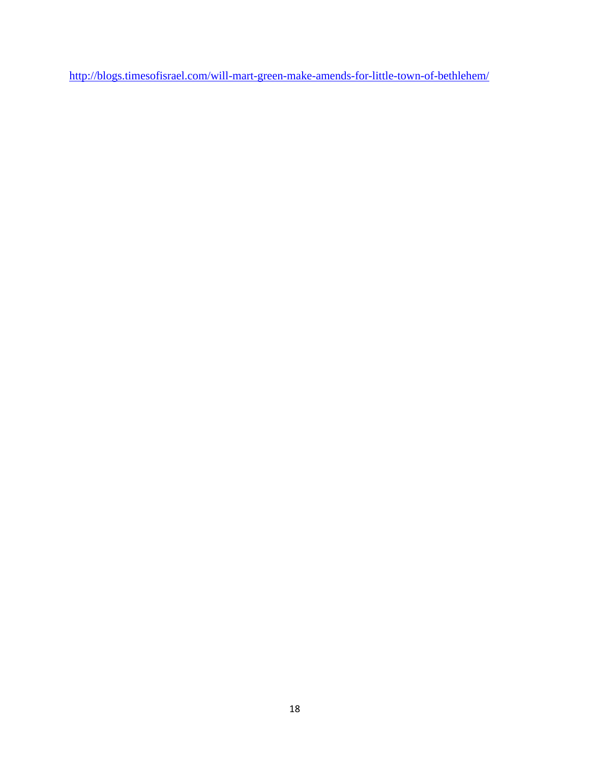http://blogs.timesofisrael.com/will-mart-green-make-amends-for-little-town-of-bethlehem/